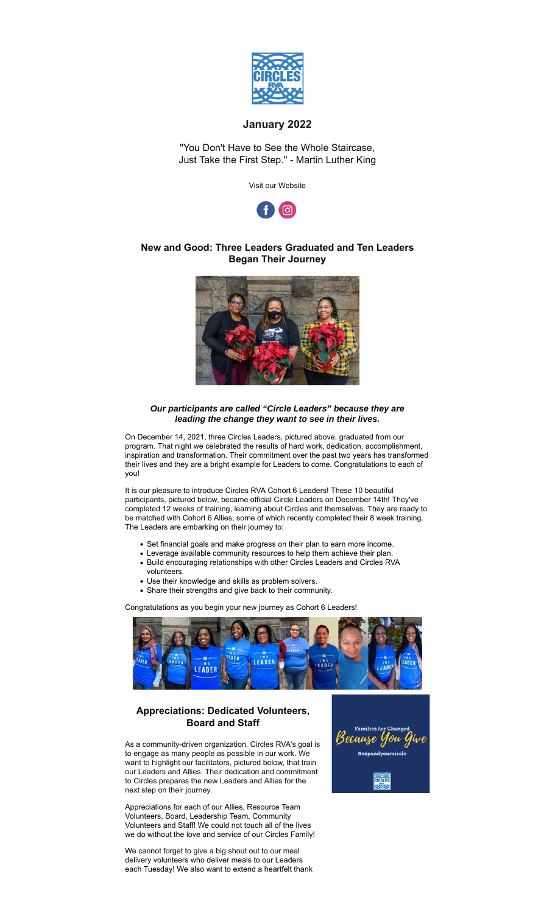## January 2022

"You Don't Have to See the Whole Staircase,
Just Take the First Step." - Martin Luther King

Visit our Website

## New and Good: Three Leaders Graduated and Ten Leaders Began Their Journey

***Our participants are called "Circle Leaders" because they are leading the change they want to see in their lives.***

On December 14, 2021, three Circles Leaders, pictured above, graduated from our program. That night we celebrated the results of hard work, dedication, accomplishment, inspiration and transformation. Their commitment over the past two years has transformed their lives and they are a bright example for Leaders to come. Congratulations to each of you!

It is our pleasure to introduce Circles RVA Cohort 6 Leaders! These 10 beautiful participants, pictured below, became official Circle Leaders on December 14th! They've completed 12 weeks of training, learning about Circles and themselves. They are ready to be matched with Cohort 6 Allies, some of which recently completed their 8 week training. The Leaders are embarking on their journey to:

- Set financial goals and make progress on their plan to earn more income.
- Leverage available community resources to help them achieve their plan.
- Build encouraging relationships with other Circles Leaders and Circles RVA volunteers.
- Use their knowledge and skills as problem solvers.
- Share their strengths and give back to their community.

Congratulations as you begin your new journey as Cohort 6 Leaders!

## Appreciations: Dedicated Volunteers, Board and Staff

As a community-driven organization, Circles RVA's goal is to engage as many people as possible in our work. We want to highlight our facilitators, pictured below, that train our Leaders and Allies. Their dedication and commitment to Circles prepares the new Leaders and Allies for the next step on their journey.

Appreciations for each of our Allies, Resource Team Volunteers, Board, Leadership Team, Community Volunteers and Staff! We could not touch all of the lives we do without the love and service of our Circles Family!

We cannot forget to give a big shout out to our meal delivery volunteers who deliver meals to our Leaders each Tuesday! We also want to extend a heartfelt thank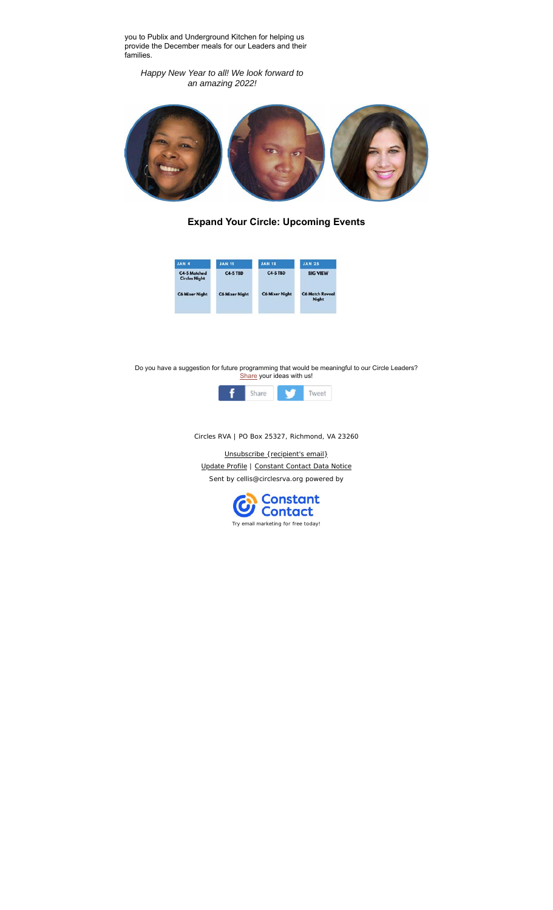you to Publix and Underground Kitchen for helping us provide the December meals for our Leaders and their families.

*Happy New Year to all! We look forward to an amazing 2022!*

## Expand Your Circle: Upcoming Events

| JAN 4 | JAN 11 | JAN 18 | JAN 25 |
|---|---|---|---|
| C4-5 Matched Circles Night | C4-5 TBD | C4-5 TBD | BIG VIEW |
| C6 Mixer Night | C6 Mixer Night | C6 Mixer Night | C6 Match Reveal Night |

Do you have a suggestion for future programming that would be meaningful to our Circle Leaders? Share your ideas with us!

Share Tweet

Circles RVA | PO Box 25327, Richmond, VA 23260

Unsubscribe {recipient's email}

Update Profile | Constant Contact Data Notice

Sent by cellis@circlesrva.org powered by

Constant Contact

Try email marketing for free today!